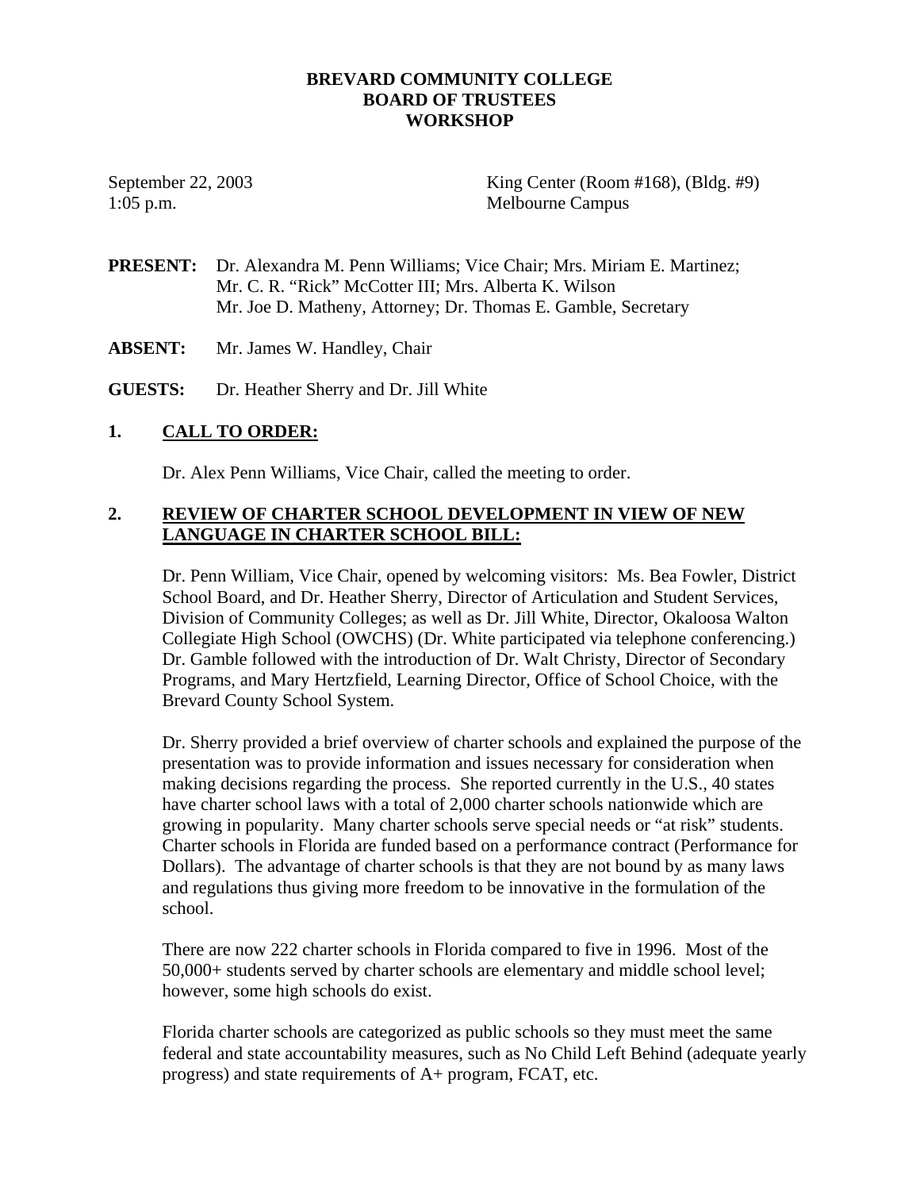# BREVARD COMMUNITY COLLEGE
# BOARD OF TRUSTEES
# WORKSHOP

September 22, 2003 — King Center (Room #168), (Bldg. #9)
1:05 p.m. — Melbourne Campus

**PRESENT:** Dr. Alexandra M. Penn Williams; Vice Chair; Mrs. Miriam E. Martinez; Mr. C. R. "Rick" McCotter III; Mrs. Alberta K. Wilson
Mr. Joe D. Matheny, Attorney; Dr. Thomas E. Gamble, Secretary

**ABSENT:** Mr. James W. Handley, Chair

**GUESTS:** Dr. Heather Sherry and Dr. Jill White

## 1. CALL TO ORDER:

Dr. Alex Penn Williams, Vice Chair, called the meeting to order.

## 2. REVIEW OF CHARTER SCHOOL DEVELOPMENT IN VIEW OF NEW LANGUAGE IN CHARTER SCHOOL BILL:

Dr. Penn William, Vice Chair, opened by welcoming visitors: Ms. Bea Fowler, District School Board, and Dr. Heather Sherry, Director of Articulation and Student Services, Division of Community Colleges; as well as Dr. Jill White, Director, Okaloosa Walton Collegiate High School (OWCHS) (Dr. White participated via telephone conferencing.) Dr. Gamble followed with the introduction of Dr. Walt Christy, Director of Secondary Programs, and Mary Hertzfield, Learning Director, Office of School Choice, with the Brevard County School System.

Dr. Sherry provided a brief overview of charter schools and explained the purpose of the presentation was to provide information and issues necessary for consideration when making decisions regarding the process. She reported currently in the U.S., 40 states have charter school laws with a total of 2,000 charter schools nationwide which are growing in popularity. Many charter schools serve special needs or "at risk" students. Charter schools in Florida are funded based on a performance contract (Performance for Dollars). The advantage of charter schools is that they are not bound by as many laws and regulations thus giving more freedom to be innovative in the formulation of the school.

There are now 222 charter schools in Florida compared to five in 1996. Most of the 50,000+ students served by charter schools are elementary and middle school level; however, some high schools do exist.

Florida charter schools are categorized as public schools so they must meet the same federal and state accountability measures, such as No Child Left Behind (adequate yearly progress) and state requirements of A+ program, FCAT, etc.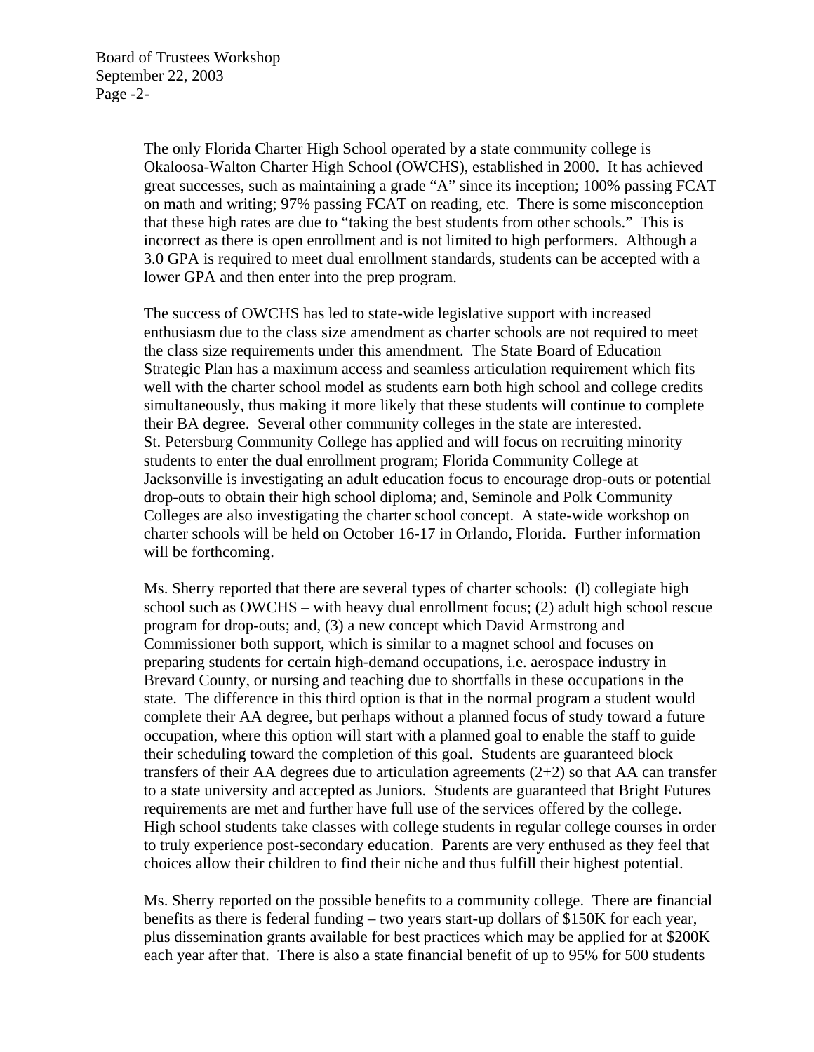The only Florida Charter High School operated by a state community college is Okaloosa-Walton Charter High School (OWCHS), established in 2000. It has achieved great successes, such as maintaining a grade "A" since its inception; 100% passing FCAT on math and writing; 97% passing FCAT on reading, etc. There is some misconception that these high rates are due to "taking the best students from other schools." This is incorrect as there is open enrollment and is not limited to high performers. Although a 3.0 GPA is required to meet dual enrollment standards, students can be accepted with a lower GPA and then enter into the prep program.

The success of OWCHS has led to state-wide legislative support with increased enthusiasm due to the class size amendment as charter schools are not required to meet the class size requirements under this amendment. The State Board of Education Strategic Plan has a maximum access and seamless articulation requirement which fits well with the charter school model as students earn both high school and college credits simultaneously, thus making it more likely that these students will continue to complete their BA degree. Several other community colleges in the state are interested. St. Petersburg Community College has applied and will focus on recruiting minority students to enter the dual enrollment program; Florida Community College at Jacksonville is investigating an adult education focus to encourage drop-outs or potential drop-outs to obtain their high school diploma; and, Seminole and Polk Community Colleges are also investigating the charter school concept. A state-wide workshop on charter schools will be held on October 16-17 in Orlando, Florida. Further information will be forthcoming.

Ms. Sherry reported that there are several types of charter schools: (l) collegiate high school such as OWCHS – with heavy dual enrollment focus; (2) adult high school rescue program for drop-outs; and, (3) a new concept which David Armstrong and Commissioner both support, which is similar to a magnet school and focuses on preparing students for certain high-demand occupations, i.e. aerospace industry in Brevard County, or nursing and teaching due to shortfalls in these occupations in the state. The difference in this third option is that in the normal program a student would complete their AA degree, but perhaps without a planned focus of study toward a future occupation, where this option will start with a planned goal to enable the staff to guide their scheduling toward the completion of this goal. Students are guaranteed block transfers of their AA degrees due to articulation agreements (2+2) so that AA can transfer to a state university and accepted as Juniors. Students are guaranteed that Bright Futures requirements are met and further have full use of the services offered by the college. High school students take classes with college students in regular college courses in order to truly experience post-secondary education. Parents are very enthused as they feel that choices allow their children to find their niche and thus fulfill their highest potential.

Ms. Sherry reported on the possible benefits to a community college. There are financial benefits as there is federal funding – two years start-up dollars of $150K for each year, plus dissemination grants available for best practices which may be applied for at $200K each year after that. There is also a state financial benefit of up to 95% for 500 students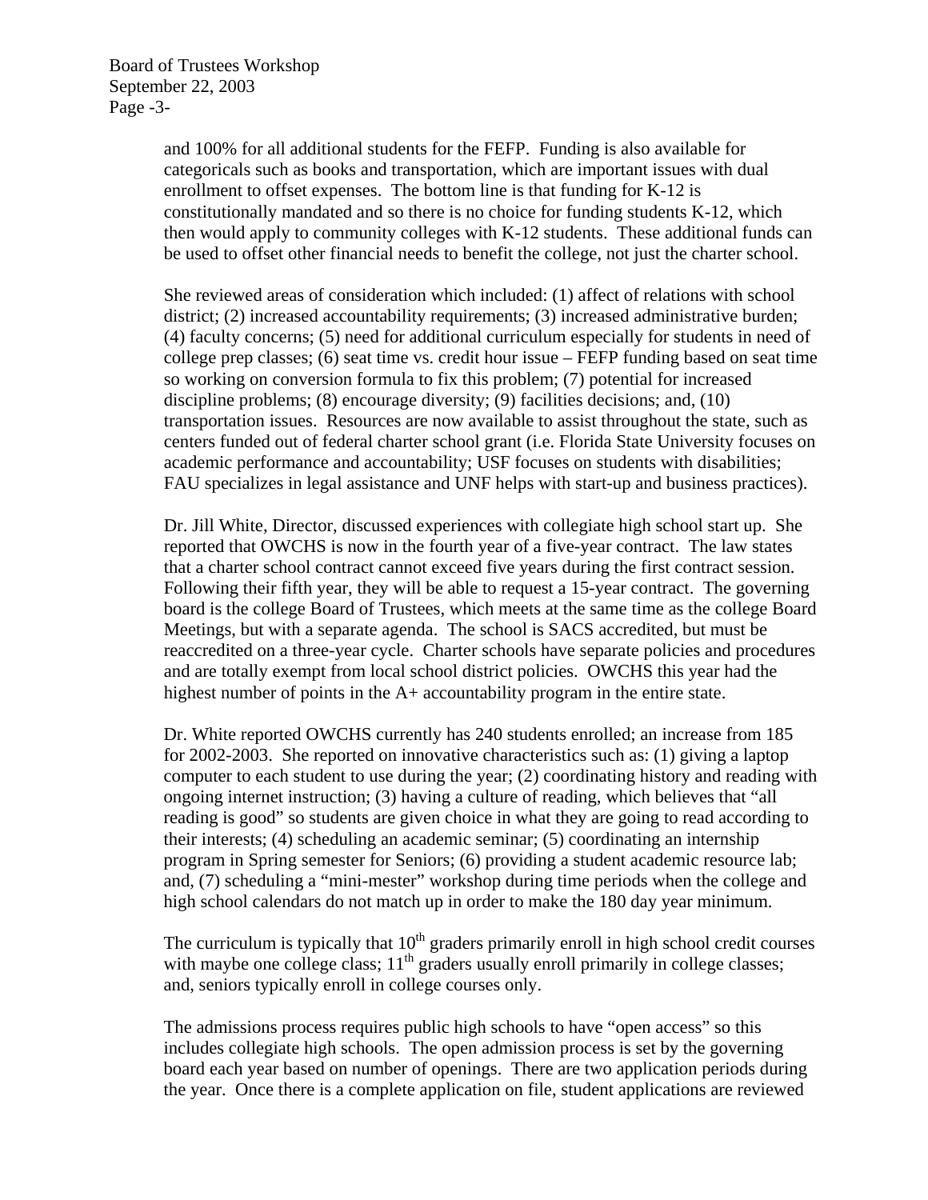and 100% for all additional students for the FEFP. Funding is also available for categoricals such as books and transportation, which are important issues with dual enrollment to offset expenses. The bottom line is that funding for K-12 is constitutionally mandated and so there is no choice for funding students K-12, which then would apply to community colleges with K-12 students. These additional funds can be used to offset other financial needs to benefit the college, not just the charter school.

She reviewed areas of consideration which included: (1) affect of relations with school district; (2) increased accountability requirements; (3) increased administrative burden; (4) faculty concerns; (5) need for additional curriculum especially for students in need of college prep classes; (6) seat time vs. credit hour issue – FEFP funding based on seat time so working on conversion formula to fix this problem; (7) potential for increased discipline problems; (8) encourage diversity; (9) facilities decisions; and, (10) transportation issues. Resources are now available to assist throughout the state, such as centers funded out of federal charter school grant (i.e. Florida State University focuses on academic performance and accountability; USF focuses on students with disabilities; FAU specializes in legal assistance and UNF helps with start-up and business practices).

Dr. Jill White, Director, discussed experiences with collegiate high school start up. She reported that OWCHS is now in the fourth year of a five-year contract. The law states that a charter school contract cannot exceed five years during the first contract session. Following their fifth year, they will be able to request a 15-year contract. The governing board is the college Board of Trustees, which meets at the same time as the college Board Meetings, but with a separate agenda. The school is SACS accredited, but must be reaccredited on a three-year cycle. Charter schools have separate policies and procedures and are totally exempt from local school district policies. OWCHS this year had the highest number of points in the A+ accountability program in the entire state.

Dr. White reported OWCHS currently has 240 students enrolled; an increase from 185 for 2002-2003. She reported on innovative characteristics such as: (1) giving a laptop computer to each student to use during the year; (2) coordinating history and reading with ongoing internet instruction; (3) having a culture of reading, which believes that "all reading is good" so students are given choice in what they are going to read according to their interests; (4) scheduling an academic seminar; (5) coordinating an internship program in Spring semester for Seniors; (6) providing a student academic resource lab; and, (7) scheduling a "mini-mester" workshop during time periods when the college and high school calendars do not match up in order to make the 180 day year minimum.

The curriculum is typically that 10th graders primarily enroll in high school credit courses with maybe one college class; 11th graders usually enroll primarily in college classes; and, seniors typically enroll in college courses only.

The admissions process requires public high schools to have "open access" so this includes collegiate high schools. The open admission process is set by the governing board each year based on number of openings. There are two application periods during the year. Once there is a complete application on file, student applications are reviewed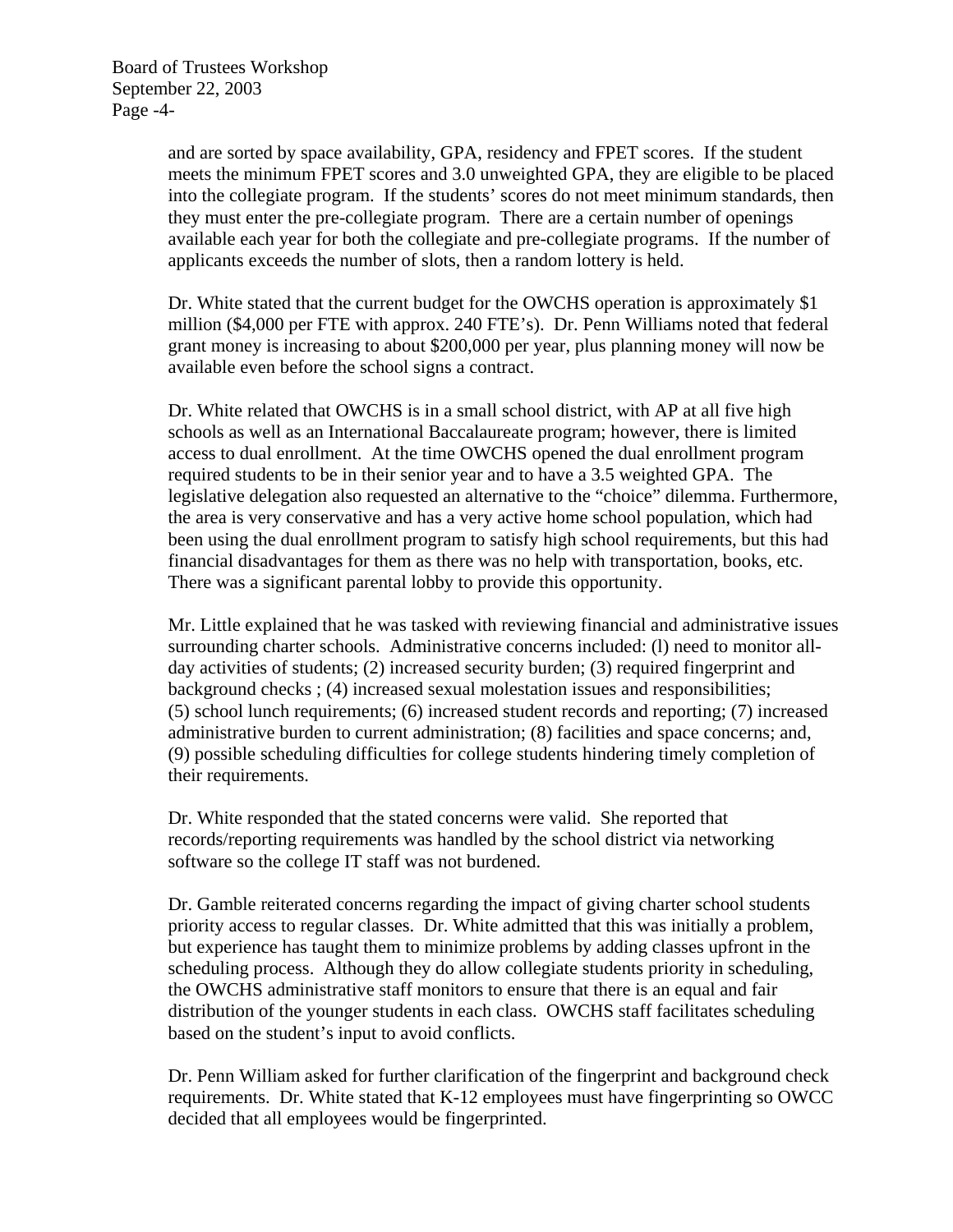and are sorted by space availability, GPA, residency and FPET scores. If the student meets the minimum FPET scores and 3.0 unweighted GPA, they are eligible to be placed into the collegiate program. If the students' scores do not meet minimum standards, then they must enter the pre-collegiate program. There are a certain number of openings available each year for both the collegiate and pre-collegiate programs. If the number of applicants exceeds the number of slots, then a random lottery is held.

Dr. White stated that the current budget for the OWCHS operation is approximately $1 million ($4,000 per FTE with approx. 240 FTE's). Dr. Penn Williams noted that federal grant money is increasing to about $200,000 per year, plus planning money will now be available even before the school signs a contract.

Dr. White related that OWCHS is in a small school district, with AP at all five high schools as well as an International Baccalaureate program; however, there is limited access to dual enrollment. At the time OWCHS opened the dual enrollment program required students to be in their senior year and to have a 3.5 weighted GPA. The legislative delegation also requested an alternative to the "choice" dilemma. Furthermore, the area is very conservative and has a very active home school population, which had been using the dual enrollment program to satisfy high school requirements, but this had financial disadvantages for them as there was no help with transportation, books, etc. There was a significant parental lobby to provide this opportunity.

Mr. Little explained that he was tasked with reviewing financial and administrative issues surrounding charter schools. Administrative concerns included: (l) need to monitor all-day activities of students; (2) increased security burden; (3) required fingerprint and background checks ; (4) increased sexual molestation issues and responsibilities; (5) school lunch requirements; (6) increased student records and reporting; (7) increased administrative burden to current administration; (8) facilities and space concerns; and, (9) possible scheduling difficulties for college students hindering timely completion of their requirements.

Dr. White responded that the stated concerns were valid. She reported that records/reporting requirements was handled by the school district via networking software so the college IT staff was not burdened.

Dr. Gamble reiterated concerns regarding the impact of giving charter school students priority access to regular classes. Dr. White admitted that this was initially a problem, but experience has taught them to minimize problems by adding classes upfront in the scheduling process. Although they do allow collegiate students priority in scheduling, the OWCHS administrative staff monitors to ensure that there is an equal and fair distribution of the younger students in each class. OWCHS staff facilitates scheduling based on the student's input to avoid conflicts.

Dr. Penn William asked for further clarification of the fingerprint and background check requirements. Dr. White stated that K-12 employees must have fingerprinting so OWCC decided that all employees would be fingerprinted.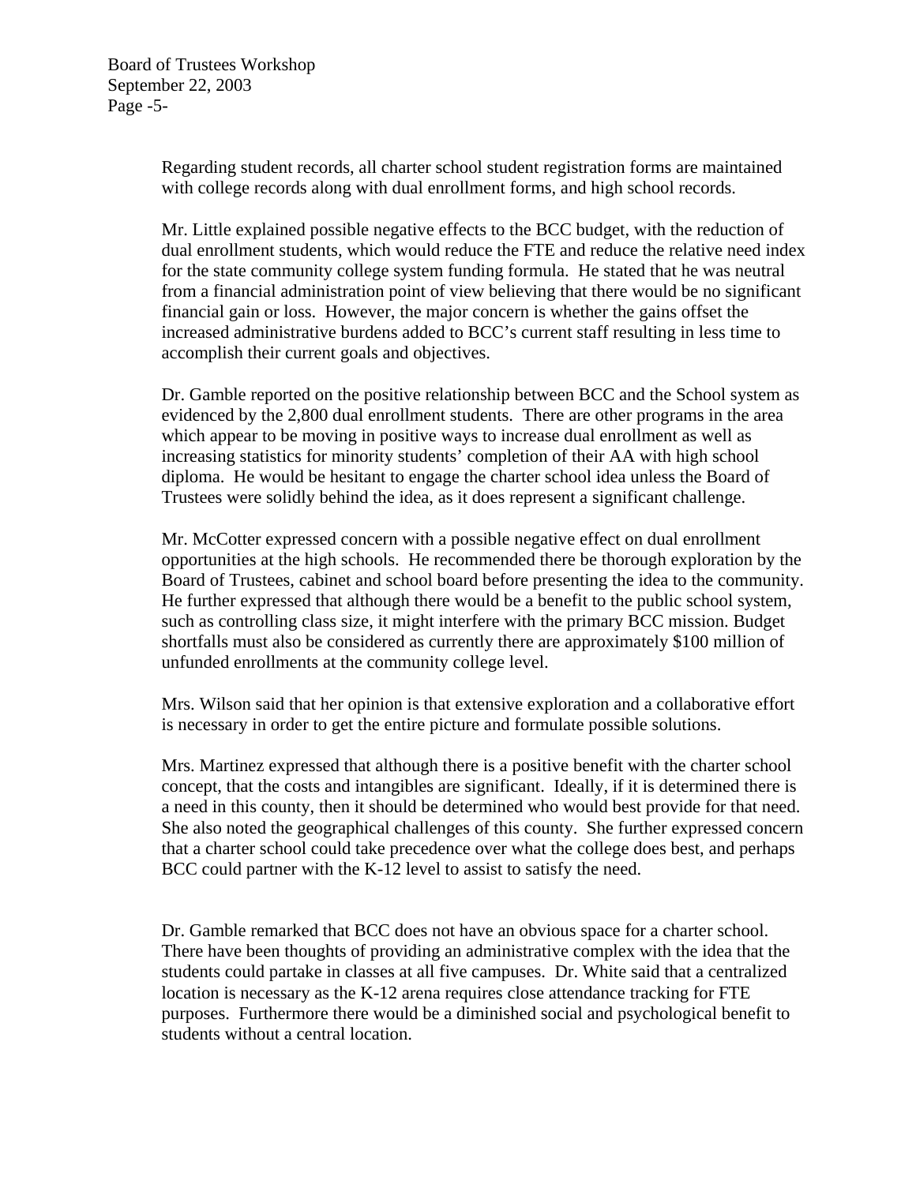Regarding student records, all charter school student registration forms are maintained with college records along with dual enrollment forms, and high school records.

Mr. Little explained possible negative effects to the BCC budget, with the reduction of dual enrollment students, which would reduce the FTE and reduce the relative need index for the state community college system funding formula. He stated that he was neutral from a financial administration point of view believing that there would be no significant financial gain or loss. However, the major concern is whether the gains offset the increased administrative burdens added to BCC's current staff resulting in less time to accomplish their current goals and objectives.

Dr. Gamble reported on the positive relationship between BCC and the School system as evidenced by the 2,800 dual enrollment students. There are other programs in the area which appear to be moving in positive ways to increase dual enrollment as well as increasing statistics for minority students' completion of their AA with high school diploma. He would be hesitant to engage the charter school idea unless the Board of Trustees were solidly behind the idea, as it does represent a significant challenge.

Mr. McCotter expressed concern with a possible negative effect on dual enrollment opportunities at the high schools. He recommended there be thorough exploration by the Board of Trustees, cabinet and school board before presenting the idea to the community. He further expressed that although there would be a benefit to the public school system, such as controlling class size, it might interfere with the primary BCC mission. Budget shortfalls must also be considered as currently there are approximately $100 million of unfunded enrollments at the community college level.

Mrs. Wilson said that her opinion is that extensive exploration and a collaborative effort is necessary in order to get the entire picture and formulate possible solutions.

Mrs. Martinez expressed that although there is a positive benefit with the charter school concept, that the costs and intangibles are significant. Ideally, if it is determined there is a need in this county, then it should be determined who would best provide for that need. She also noted the geographical challenges of this county. She further expressed concern that a charter school could take precedence over what the college does best, and perhaps BCC could partner with the K-12 level to assist to satisfy the need.

Dr. Gamble remarked that BCC does not have an obvious space for a charter school. There have been thoughts of providing an administrative complex with the idea that the students could partake in classes at all five campuses. Dr. White said that a centralized location is necessary as the K-12 arena requires close attendance tracking for FTE purposes. Furthermore there would be a diminished social and psychological benefit to students without a central location.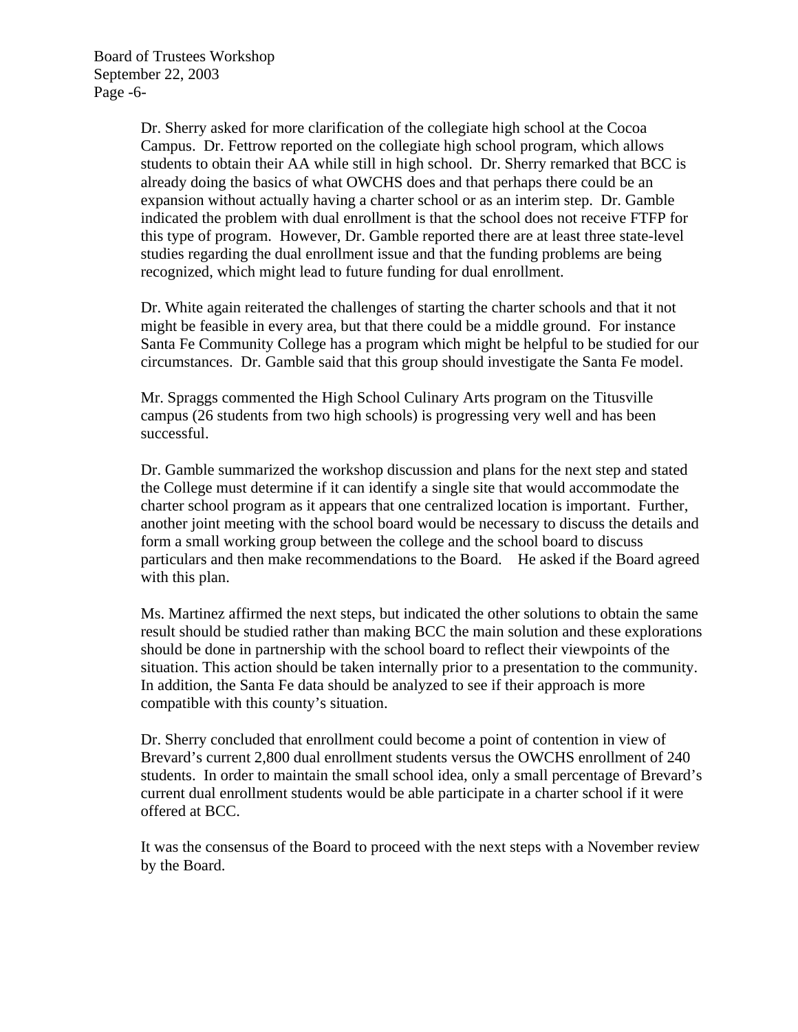Dr. Sherry asked for more clarification of the collegiate high school at the Cocoa Campus. Dr. Fettrow reported on the collegiate high school program, which allows students to obtain their AA while still in high school. Dr. Sherry remarked that BCC is already doing the basics of what OWCHS does and that perhaps there could be an expansion without actually having a charter school or as an interim step. Dr. Gamble indicated the problem with dual enrollment is that the school does not receive FTFP for this type of program. However, Dr. Gamble reported there are at least three state-level studies regarding the dual enrollment issue and that the funding problems are being recognized, which might lead to future funding for dual enrollment.

Dr. White again reiterated the challenges of starting the charter schools and that it not might be feasible in every area, but that there could be a middle ground. For instance Santa Fe Community College has a program which might be helpful to be studied for our circumstances. Dr. Gamble said that this group should investigate the Santa Fe model.

Mr. Spraggs commented the High School Culinary Arts program on the Titusville campus (26 students from two high schools) is progressing very well and has been successful.

Dr. Gamble summarized the workshop discussion and plans for the next step and stated the College must determine if it can identify a single site that would accommodate the charter school program as it appears that one centralized location is important. Further, another joint meeting with the school board would be necessary to discuss the details and form a small working group between the college and the school board to discuss particulars and then make recommendations to the Board. He asked if the Board agreed with this plan.

Ms. Martinez affirmed the next steps, but indicated the other solutions to obtain the same result should be studied rather than making BCC the main solution and these explorations should be done in partnership with the school board to reflect their viewpoints of the situation. This action should be taken internally prior to a presentation to the community. In addition, the Santa Fe data should be analyzed to see if their approach is more compatible with this county's situation.

Dr. Sherry concluded that enrollment could become a point of contention in view of Brevard's current 2,800 dual enrollment students versus the OWCHS enrollment of 240 students. In order to maintain the small school idea, only a small percentage of Brevard's current dual enrollment students would be able participate in a charter school if it were offered at BCC.

It was the consensus of the Board to proceed with the next steps with a November review by the Board.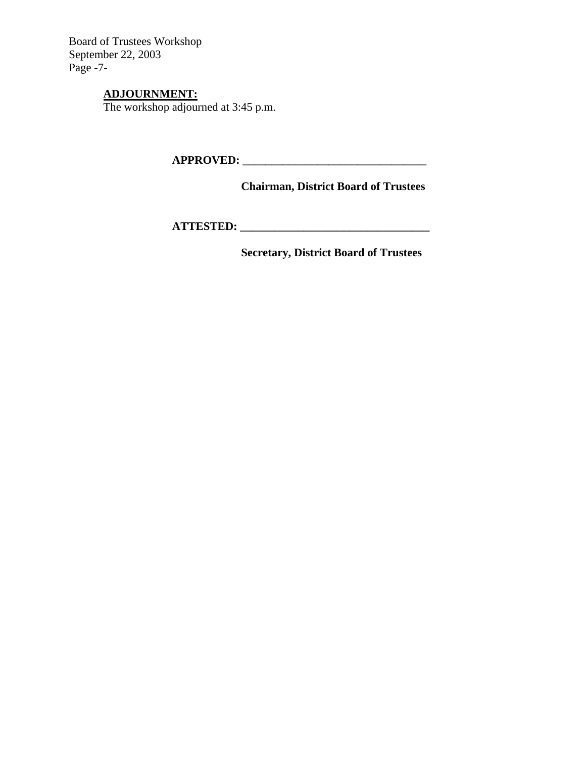**ADJOURNMENT:**

The workshop adjourned at 3:45 p.m.

**APPROVED:** ________________________________

**Chairman, District Board of Trustees**

**ATTESTED:** ________________________________

**Secretary, District Board of Trustees**